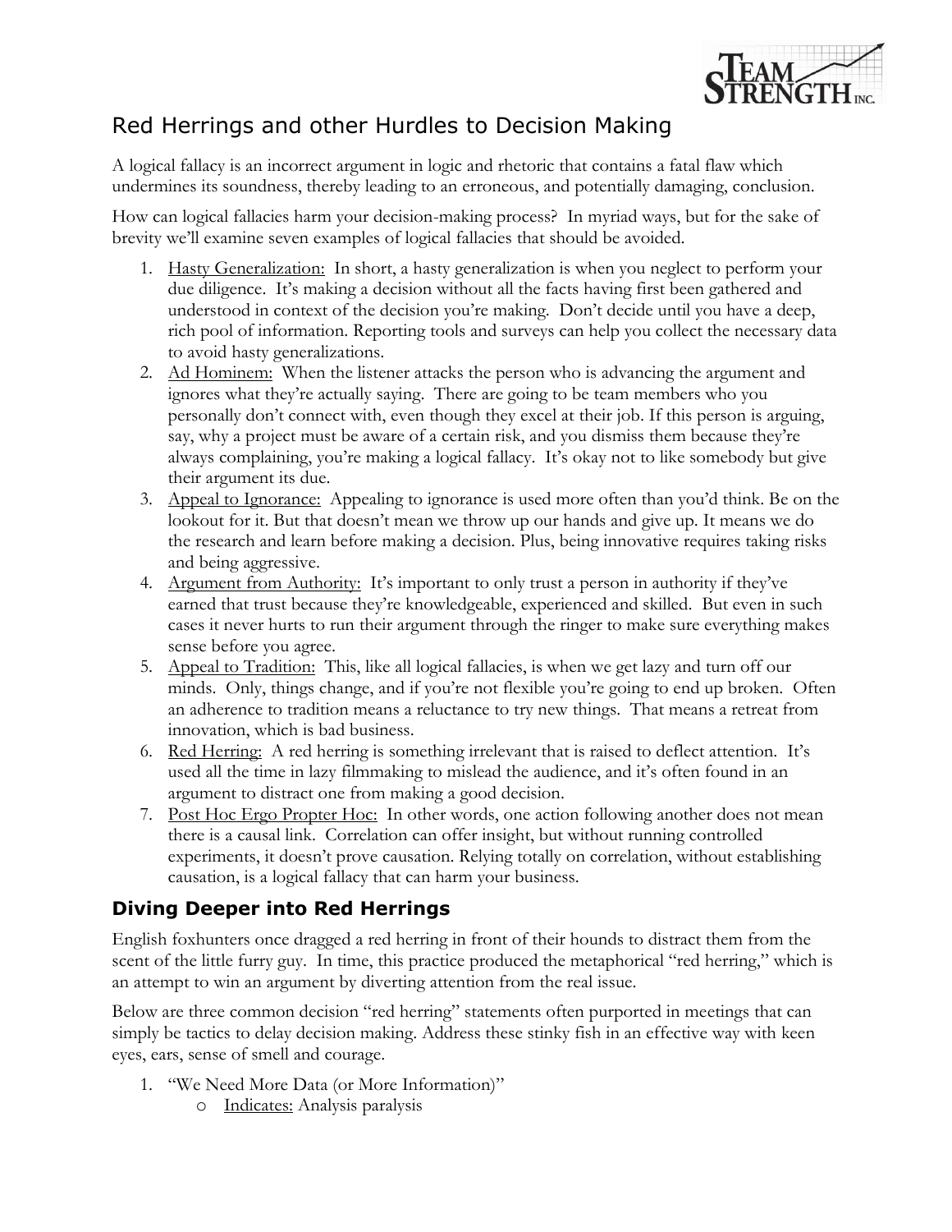# Red Herrings and other Hurdles to Decision Making

A logical fallacy is an incorrect argument in logic and rhetoric that contains a fatal flaw which undermines its soundness, thereby leading to an erroneous, and potentially damaging, conclusion.

How can logical fallacies harm your decision-making process? In myriad ways, but for the sake of brevity we'll examine seven examples of logical fallacies that should be avoided.

1. Hasty Generalization: In short, a hasty generalization is when you neglect to perform your due diligence. It's making a decision without all the facts having first been gathered and understood in context of the decision you're making. Don't decide until you have a deep, rich pool of information. Reporting tools and surveys can help you collect the necessary data to avoid hasty generalizations.
2. Ad Hominem: When the listener attacks the person who is advancing the argument and ignores what they're actually saying. There are going to be team members who you personally don't connect with, even though they excel at their job. If this person is arguing, say, why a project must be aware of a certain risk, and you dismiss them because they're always complaining, you're making a logical fallacy. It's okay not to like somebody but give their argument its due.
3. Appeal to Ignorance: Appealing to ignorance is used more often than you'd think. Be on the lookout for it. But that doesn't mean we throw up our hands and give up. It means we do the research and learn before making a decision. Plus, being innovative requires taking risks and being aggressive.
4. Argument from Authority: It's important to only trust a person in authority if they've earned that trust because they're knowledgeable, experienced and skilled. But even in such cases it never hurts to run their argument through the ringer to make sure everything makes sense before you agree.
5. Appeal to Tradition: This, like all logical fallacies, is when we get lazy and turn off our minds. Only, things change, and if you're not flexible you're going to end up broken. Often an adherence to tradition means a reluctance to try new things. That means a retreat from innovation, which is bad business.
6. Red Herring: A red herring is something irrelevant that is raised to deflect attention. It's used all the time in lazy filmmaking to mislead the audience, and it's often found in an argument to distract one from making a good decision.
7. Post Hoc Ergo Propter Hoc: In other words, one action following another does not mean there is a causal link. Correlation can offer insight, but without running controlled experiments, it doesn't prove causation. Relying totally on correlation, without establishing causation, is a logical fallacy that can harm your business.

## Diving Deeper into Red Herrings

English foxhunters once dragged a red herring in front of their hounds to distract them from the scent of the little furry guy. In time, this practice produced the metaphorical "red herring," which is an attempt to win an argument by diverting attention from the real issue.

Below are three common decision "red herring" statements often purported in meetings that can simply be tactics to delay decision making. Address these stinky fish in an effective way with keen eyes, ears, sense of smell and courage.

1. "We Need More Data (or More Information)"
   - Indicates: Analysis paralysis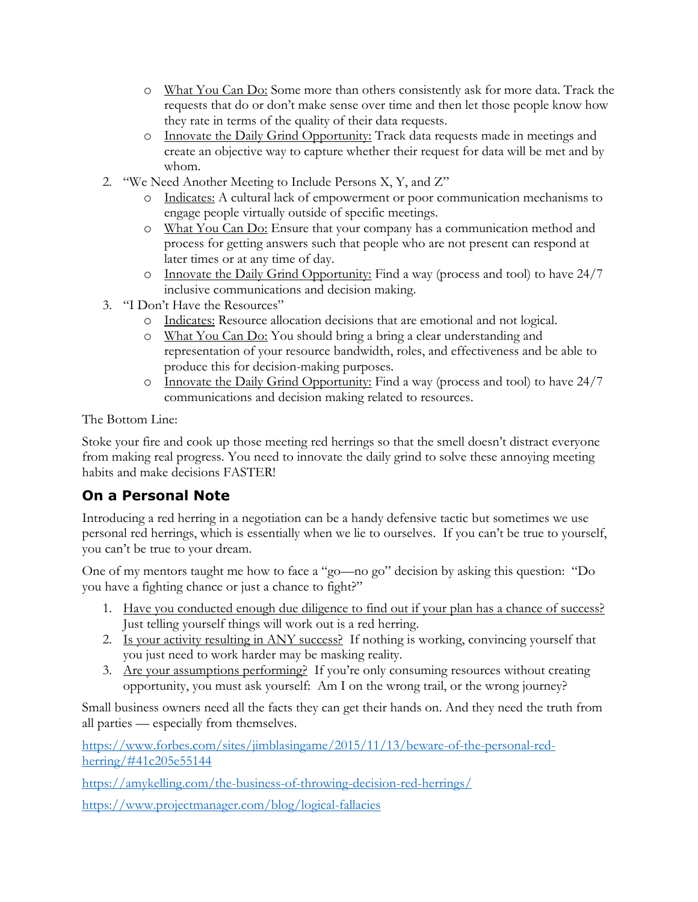- What You Can Do: Some more than others consistently ask for more data. Track the requests that do or don't make sense over time and then let those people know how they rate in terms of the quality of their data requests.
    - Innovate the Daily Grind Opportunity: Track data requests made in meetings and create an objective way to capture whether their request for data will be met and by whom.

2. "We Need Another Meeting to Include Persons X, Y, and Z"
    - Indicates: A cultural lack of empowerment or poor communication mechanisms to engage people virtually outside of specific meetings.
    - What You Can Do: Ensure that your company has a communication method and process for getting answers such that people who are not present can respond at later times or at any time of day.
    - Innovate the Daily Grind Opportunity: Find a way (process and tool) to have 24/7 inclusive communications and decision making.
3. "I Don't Have the Resources"
    - Indicates: Resource allocation decisions that are emotional and not logical.
    - What You Can Do: You should bring a bring a clear understanding and representation of your resource bandwidth, roles, and effectiveness and be able to produce this for decision-making purposes.
    - Innovate the Daily Grind Opportunity: Find a way (process and tool) to have 24/7 communications and decision making related to resources.

The Bottom Line:

Stoke your fire and cook up those meeting red herrings so that the smell doesn't distract everyone from making real progress. You need to innovate the daily grind to solve these annoying meeting habits and make decisions FASTER!

## On a Personal Note

Introducing a red herring in a negotiation can be a handy defensive tactic but sometimes we use personal red herrings, which is essentially when we lie to ourselves. If you can't be true to yourself, you can't be true to your dream.

One of my mentors taught me how to face a "go—no go" decision by asking this question: "Do you have a fighting chance or just a chance to fight?"

1. Have you conducted enough due diligence to find out if your plan has a chance of success? Just telling yourself things will work out is a red herring.
2. Is your activity resulting in ANY success? If nothing is working, convincing yourself that you just need to work harder may be masking reality.
3. Are your assumptions performing? If you're only consuming resources without creating opportunity, you must ask yourself: Am I on the wrong trail, or the wrong journey?

Small business owners need all the facts they can get their hands on. And they need the truth from all parties — especially from themselves.

https://www.forbes.com/sites/jimblasingame/2015/11/13/beware-of-the-personal-red-herring/#41c205e55144

https://amykelling.com/the-business-of-throwing-decision-red-herrings/

https://www.projectmanager.com/blog/logical-fallacies